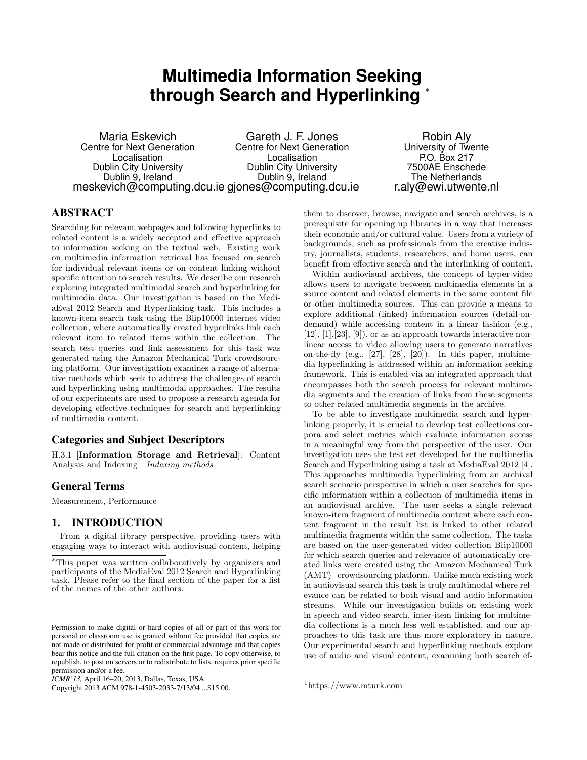# Multimedia Information Seeking through Search and Hyperlinking [*]

Maria Eskevich
Centre for Next Generation Localisation
Dublin City University
Dublin 9, Ireland
meskevich@computing.dcu.ie

Gareth J. F. Jones
Centre for Next Generation Localisation
Dublin City University
Dublin 9, Ireland
gjones@computing.dcu.ie

Robin Aly
University of Twente
P.O. Box 217
7500AE Enschede
The Netherlands
r.aly@ewi.utwente.nl

## ABSTRACT

Searching for relevant webpages and following hyperlinks to related content is a widely accepted and effective approach to information seeking on the textual web. Existing work on multimedia information retrieval has focused on search for individual relevant items or on content linking without specific attention to search results. We describe our research exploring integrated multimodal search and hyperlinking for multimedia data. Our investigation is based on the MediaEval 2012 Search and Hyperlinking task. This includes a known-item search task using the Blip10000 internet video collection, where automatically created hyperlinks link each relevant item to related items within the collection. The search test queries and link assessment for this task was generated using the Amazon Mechanical Turk crowdsourcing platform. Our investigation examines a range of alternative methods which seek to address the challenges of search and hyperlinking using multimodal approaches. The results of our experiments are used to propose a research agenda for developing effective techniques for search and hyperlinking of multimedia content.

## Categories and Subject Descriptors

H.3.1 [**Information Storage and Retrieval**]: Content Analysis and Indexing—*Indexing methods*

## General Terms

Measurement, Performance

## 1. INTRODUCTION

From a digital library perspective, providing users with engaging ways to interact with audiovisual content, helping them to discover, browse, navigate and search archives, is a prerequisite for opening up libraries in a way that increases their economic and/or cultural value. Users from a variety of backgrounds, such as professionals from the creative industry, journalists, students, researchers, and home users, can benefit from effective search and the interlinking of content.

Within audiovisual archives, the concept of hyper-video allows users to navigate between multimedia elements in a source content and related elements in the same content file or other multimedia sources. This can provide a means to explore additional (linked) information sources (detail-on-demand) while accessing content in a linear fashion (e.g., [12], [1],[23], [9]), or as an approach towards interactive non-linear access to video allowing users to generate narratives on-the-fly (e.g., [27], [28], [20]). In this paper, multimedia hyperlinking is addressed within an information seeking framework. This is enabled via an integrated approach that encompasses both the search process for relevant multimedia segments and the creation of links from these segments to other related multimedia segments in the archive.

To be able to investigate multimedia search and hyperlinking properly, it is crucial to develop test collections corpora and select metrics which evaluate information access in a meaningful way from the perspective of the user. Our investigation uses the test set developed for the multimedia Search and Hyperlinking using a task at MediaEval 2012 [4]. This approaches multimedia hyperlinking from an archival search scenario perspective in which a user searches for specific information within a collection of multimedia items in an audiovisual archive. The user seeks a single relevant known-item fragment of multimedia content where each content fragment in the result list is linked to other related multimedia fragments within the same collection. The tasks are based on the user-generated video collection Blip10000 for which search queries and relevance of automatically created links were created using the Amazon Mechanical Turk (AMT)[1] crowdsourcing platform. Unlike much existing work in audiovisual search this task is truly multimodal where relevance can be related to both visual and audio information streams. While our investigation builds on existing work in speech and video search, inter-item linking for multimedia collections is a much less well established, and our approaches to this task are thus more exploratory in nature. Our experimental search and hyperlinking methods explore use of audio and visual content, examining both search ef-

[*]This paper was written collaboratively by organizers and participants of the MediaEval 2012 Search and Hyperlinking task. Please refer to the final section of the paper for a list of the names of the other authors.

Permission to make digital or hard copies of all or part of this work for personal or classroom use is granted without fee provided that copies are not made or distributed for profit or commercial advantage and that copies bear this notice and the full citation on the first page. To copy otherwise, to republish, to post on servers or to redistribute to lists, requires prior specific permission and/or a fee.
*ICMR'13,* April 16–20, 2013, Dallas, Texas, USA.
Copyright 2013 ACM 978-1-4503-2033-7/13/04 ...$15.00.

[1]https://www.mturk.com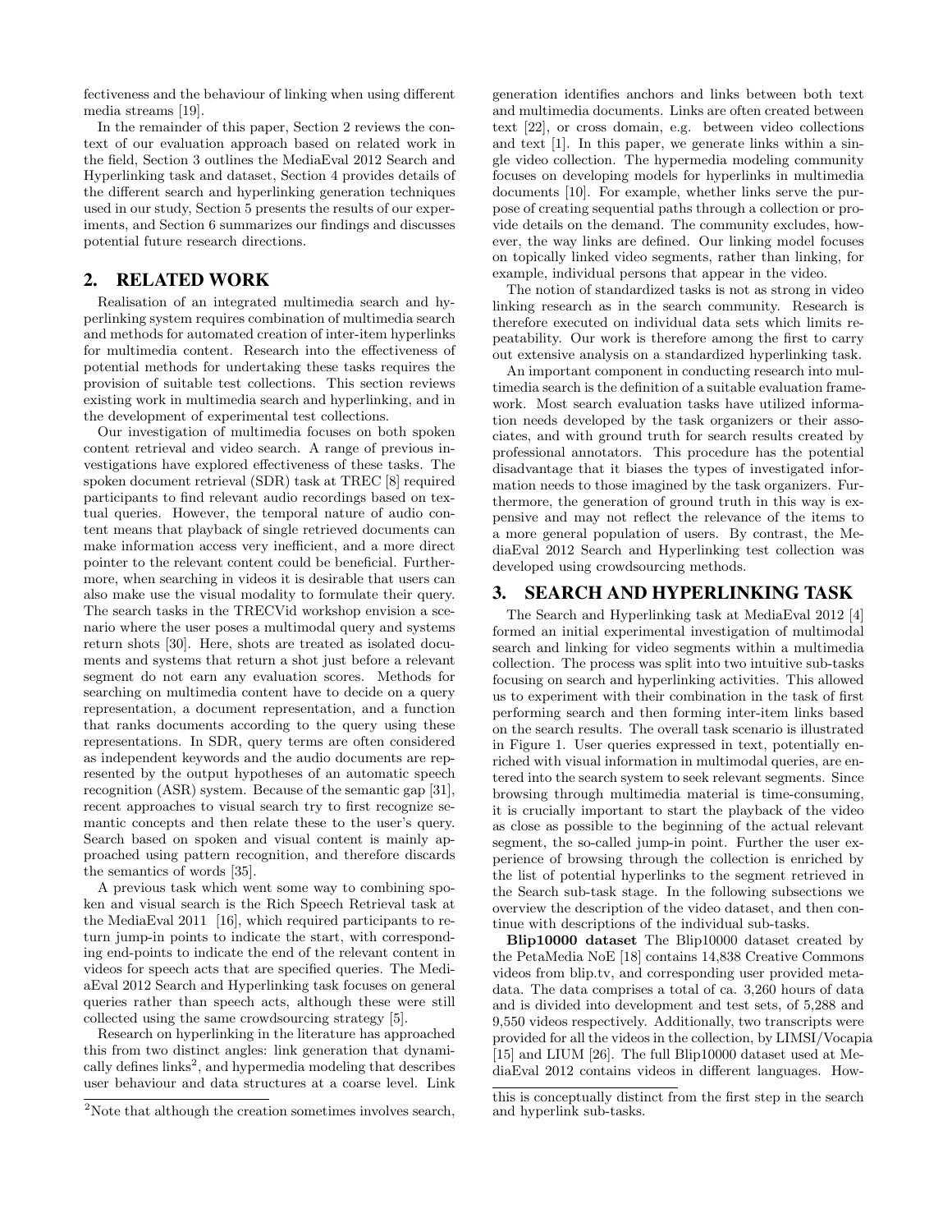fectiveness and the behaviour of linking when using different media streams [19].

In the remainder of this paper, Section 2 reviews the context of our evaluation approach based on related work in the field, Section 3 outlines the MediaEval 2012 Search and Hyperlinking task and dataset, Section 4 provides details of the different search and hyperlinking generation techniques used in our study, Section 5 presents the results of our experiments, and Section 6 summarizes our findings and discusses potential future research directions.

## 2. RELATED WORK

Realisation of an integrated multimedia search and hyperlinking system requires combination of multimedia search and methods for automated creation of inter-item hyperlinks for multimedia content. Research into the effectiveness of potential methods for undertaking these tasks requires the provision of suitable test collections. This section reviews existing work in multimedia search and hyperlinking, and in the development of experimental test collections.

Our investigation of multimedia focuses on both spoken content retrieval and video search. A range of previous investigations have explored effectiveness of these tasks. The spoken document retrieval (SDR) task at TREC [8] required participants to find relevant audio recordings based on textual queries. However, the temporal nature of audio content means that playback of single retrieved documents can make information access very inefficient, and a more direct pointer to the relevant content could be beneficial. Furthermore, when searching in videos it is desirable that users can also make use the visual modality to formulate their query. The search tasks in the TRECVid workshop envision a scenario where the user poses a multimodal query and systems return shots [30]. Here, shots are treated as isolated documents and systems that return a shot just before a relevant segment do not earn any evaluation scores. Methods for searching on multimedia content have to decide on a query representation, a document representation, and a function that ranks documents according to the query using these representations. In SDR, query terms are often considered as independent keywords and the audio documents are represented by the output hypotheses of an automatic speech recognition (ASR) system. Because of the semantic gap [31], recent approaches to visual search try to first recognize semantic concepts and then relate these to the user's query. Search based on spoken and visual content is mainly approached using pattern recognition, and therefore discards the semantics of words [35].

A previous task which went some way to combining spoken and visual search is the Rich Speech Retrieval task at the MediaEval 2011 [16], which required participants to return jump-in points to indicate the start, with corresponding end-points to indicate the end of the relevant content in videos for speech acts that are specified queries. The MediaEval 2012 Search and Hyperlinking task focuses on general queries rather than speech acts, although these were still collected using the same crowdsourcing strategy [5].

Research on hyperlinking in the literature has approached this from two distinct angles: link generation that dynamically defines links[2], and hypermedia modeling that describes user behaviour and data structures at a coarse level. Link generation identifies anchors and links between both text and multimedia documents. Links are often created between text [22], or cross domain, e.g. between video collections and text [1]. In this paper, we generate links within a single video collection. The hypermedia modeling community focuses on developing models for hyperlinks in multimedia documents [10]. For example, whether links serve the purpose of creating sequential paths through a collection or provide details on the demand. The community excludes, however, the way links are defined. Our linking model focuses on topically linked video segments, rather than linking, for example, individual persons that appear in the video.

The notion of standardized tasks is not as strong in video linking research as in the search community. Research is therefore executed on individual data sets which limits repeatability. Our work is therefore among the first to carry out extensive analysis on a standardized hyperlinking task.

An important component in conducting research into multimedia search is the definition of a suitable evaluation framework. Most search evaluation tasks have utilized information needs developed by the task organizers or their associates, and with ground truth for search results created by professional annotators. This procedure has the potential disadvantage that it biases the types of investigated information needs to those imagined by the task organizers. Furthermore, the generation of ground truth in this way is expensive and may not reflect the relevance of the items to a more general population of users. By contrast, the MediaEval 2012 Search and Hyperlinking test collection was developed using crowdsourcing methods.

## 3. SEARCH AND HYPERLINKING TASK

The Search and Hyperlinking task at MediaEval 2012 [4] formed an initial experimental investigation of multimodal search and linking for video segments within a multimedia collection. The process was split into two intuitive sub-tasks focusing on search and hyperlinking activities. This allowed us to experiment with their combination in the task of first performing search and then forming inter-item links based on the search results. The overall task scenario is illustrated in Figure 1. User queries expressed in text, potentially enriched with visual information in multimodal queries, are entered into the search system to seek relevant segments. Since browsing through multimedia material is time-consuming, it is crucially important to start the playback of the video as close as possible to the beginning of the actual relevant segment, the so-called jump-in point. Further the user experience of browsing through the collection is enriched by the list of potential hyperlinks to the segment retrieved in the Search sub-task stage. In the following subsections we overview the description of the video dataset, and then continue with descriptions of the individual sub-tasks.

**Blip10000 dataset** The Blip10000 dataset created by the PetaMedia NoE [18] contains 14,838 Creative Commons videos from blip.tv, and corresponding user provided metadata. The data comprises a total of ca. 3,260 hours of data and is divided into development and test sets, of 5,288 and 9,550 videos respectively. Additionally, two transcripts were provided for all the videos in the collection, by LIMSI/Vocapia [15] and LIUM [26]. The full Blip10000 dataset used at MediaEval 2012 contains videos in different languages. How-

[2] Note that although the creation sometimes involves search, this is conceptually distinct from the first step in the search and hyperlink sub-tasks.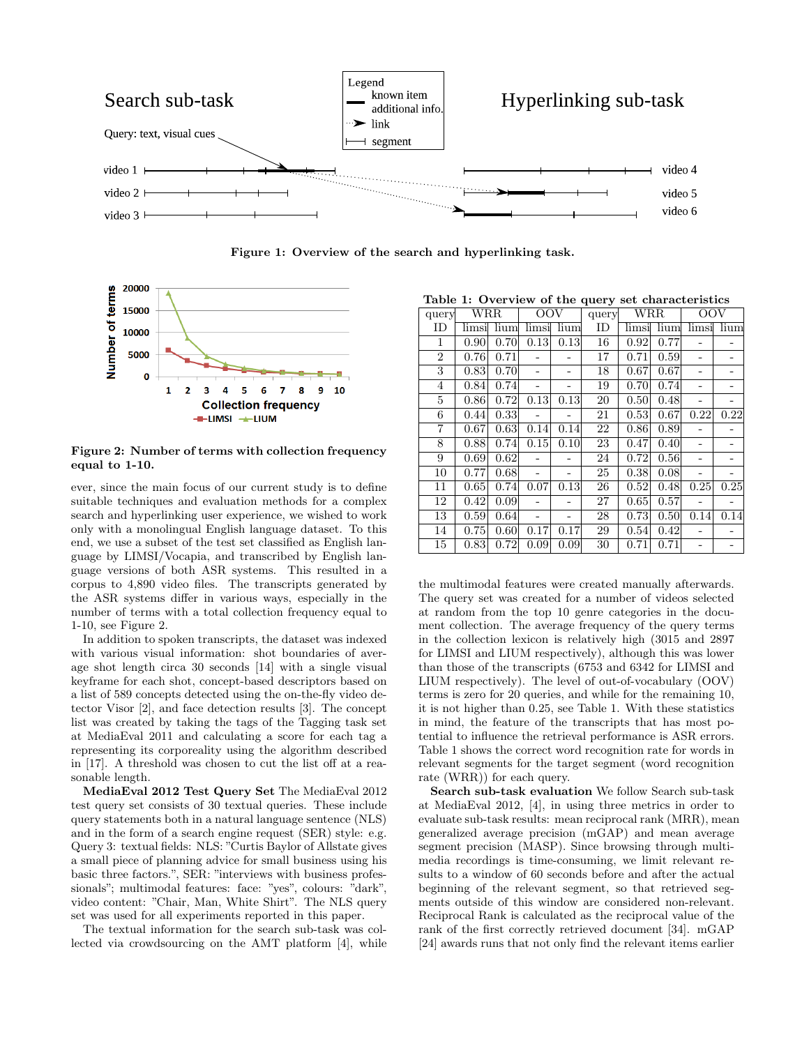**Figure 1: Overview of the search and hyperlinking task.**

**Figure 2: Number of terms with collection frequency equal to 1-10.**

ever, since the main focus of our current study is to define suitable techniques and evaluation methods for a complex search and hyperlinking user experience, we wished to work only with a monolingual English language dataset. To this end, we use a subset of the test set classified as English language by LIMSI/Vocapia, and transcribed by English language versions of both ASR systems. This resulted in a corpus to 4,890 video files. The transcripts generated by the ASR systems differ in various ways, especially in the number of terms with a total collection frequency equal to 1-10, see Figure 2.

In addition to spoken transcripts, the dataset was indexed with various visual information: shot boundaries of average shot length circa 30 seconds [14] with a single visual keyframe for each shot, concept-based descriptors based on a list of 589 concepts detected using the on-the-fly video detector Visor [2], and face detection results [3]. The concept list was created by taking the tags of the Tagging task set at MediaEval 2011 and calculating a score for each tag a representing its corporeality using the algorithm described in [17]. A threshold was chosen to cut the list off at a reasonable length.

**MediaEval 2012 Test Query Set** The MediaEval 2012 test query set consists of 30 textual queries. These include query statements both in a natural language sentence (NLS) and in the form of a search engine request (SER) style: e.g. Query 3: textual fields: NLS: "Curtis Baylor of Allstate gives a small piece of planning advice for small business using his basic three factors.", SER: "interviews with business professionals"; multimodal features: face: "yes", colours: "dark", video content: "Chair, Man, White Shirt". The NLS query set was used for all experiments reported in this paper.

The textual information for the search sub-task was collected via crowdsourcing on the AMT platform [4], while

**Table 1: Overview of the query set characteristics**

| query | WRR | | OOV | | query | WRR | | OOV | |
|---|---|---|---|---|---|---|---|---|---|
| ID | limsi | lium | limsi | lium | ID | limsi | lium | limsi | lium |
| 1 | 0.90 | 0.70 | 0.13 | 0.13 | 16 | 0.92 | 0.77 | - | - |
| 2 | 0.76 | 0.71 | - | - | 17 | 0.71 | 0.59 | - | - |
| 3 | 0.83 | 0.70 | - | - | 18 | 0.67 | 0.67 | - | - |
| 4 | 0.84 | 0.74 | - | - | 19 | 0.70 | 0.74 | - | - |
| 5 | 0.86 | 0.72 | 0.13 | 0.13 | 20 | 0.50 | 0.48 | - | - |
| 6 | 0.44 | 0.33 | - | - | 21 | 0.53 | 0.67 | 0.22 | 0.22 |
| 7 | 0.67 | 0.63 | 0.14 | 0.14 | 22 | 0.86 | 0.89 | - | - |
| 8 | 0.88 | 0.74 | 0.15 | 0.10 | 23 | 0.47 | 0.40 | - | - |
| 9 | 0.69 | 0.62 | - | - | 24 | 0.72 | 0.56 | - | - |
| 10 | 0.77 | 0.68 | - | - | 25 | 0.38 | 0.08 | - | - |
| 11 | 0.65 | 0.74 | 0.07 | 0.13 | 26 | 0.52 | 0.48 | 0.25 | 0.25 |
| 12 | 0.42 | 0.09 | - | - | 27 | 0.65 | 0.57 | - | - |
| 13 | 0.59 | 0.64 | - | - | 28 | 0.73 | 0.50 | 0.14 | 0.14 |
| 14 | 0.75 | 0.60 | 0.17 | 0.17 | 29 | 0.54 | 0.42 | - | - |
| 15 | 0.83 | 0.72 | 0.09 | 0.09 | 30 | 0.71 | 0.71 | - | - |

the multimodal features were created manually afterwards. The query set was created for a number of videos selected at random from the top 10 genre categories in the document collection. The average frequency of the query terms in the collection lexicon is relatively high (3015 and 2897 for LIMSI and LIUM respectively), although this was lower than those of the transcripts (6753 and 6342 for LIMSI and LIUM respectively). The level of out-of-vocabulary (OOV) terms is zero for 20 queries, and while for the remaining 10, it is not higher than 0.25, see Table 1. With these statistics in mind, the feature of the transcripts that has most potential to influence the retrieval performance is ASR errors. Table 1 shows the correct word recognition rate for words in relevant segments for the target segment (word recognition rate (WRR)) for each query.

**Search sub-task evaluation** We follow Search sub-task at MediaEval 2012, [4], in using three metrics in order to evaluate sub-task results: mean reciprocal rank (MRR), mean generalized average precision (mGAP) and mean average segment precision (MASP). Since browsing through multimedia recordings is time-consuming, we limit relevant results to a window of 60 seconds before and after the actual beginning of the relevant segment, so that retrieved segments outside of this window are considered non-relevant. Reciprocal Rank is calculated as the reciprocal value of the rank of the first correctly retrieved document [34]. mGAP [24] awards runs that not only find the relevant items earlier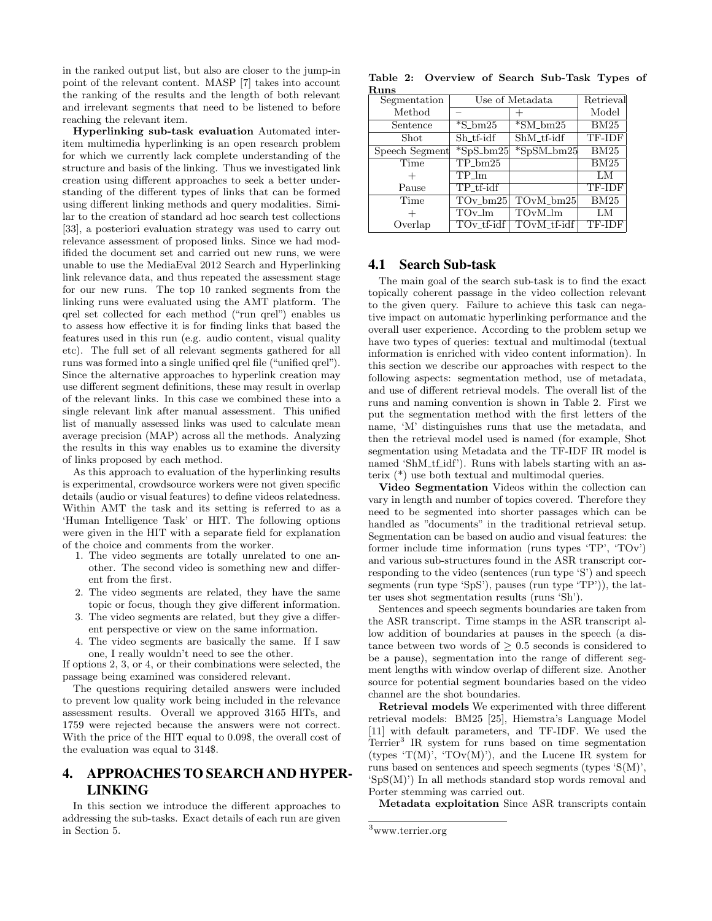in the ranked output list, but also are closer to the jump-in point of the relevant content. MASP [7] takes into account the ranking of the results and the length of both relevant and irrelevant segments that need to be listened to before reaching the relevant item.

**Hyperlinking sub-task evaluation** Automated inter-item multimedia hyperlinking is an open research problem for which we currently lack complete understanding of the structure and basis of the linking. Thus we investigated link creation using different approaches to seek a better understanding of the different types of links that can be formed using different linking methods and query modalities. Similar to the creation of standard ad hoc search test collections [33], a posteriori evaluation strategy was used to carry out relevance assessment of proposed links. Since we had modifided the document set and carried out new runs, we were unable to use the MediaEval 2012 Search and Hyperlinking link relevance data, and thus repeated the assessment stage for our new runs. The top 10 ranked segments from the linking runs were evaluated using the AMT platform. The qrel set collected for each method ("run qrel") enables us to assess how effective it is for finding links that based the features used in this run (e.g. audio content, visual quality etc). The full set of all relevant segments gathered for all runs was formed into a single unified qrel file ("unified qrel"). Since the alternative approaches to hyperlink creation may use different segment definitions, these may result in overlap of the relevant links. In this case we combined these into a single relevant link after manual assessment. This unified list of manually assessed links was used to calculate mean average precision (MAP) across all the methods. Analyzing the results in this way enables us to examine the diversity of links proposed by each method.

As this approach to evaluation of the hyperlinking results is experimental, crowdsource workers were not given specific details (audio or visual features) to define videos relatedness. Within AMT the task and its setting is referred to as a 'Human Intelligence Task' or HIT. The following options were given in the HIT with a separate field for explanation of the choice and comments from the worker.

1. The video segments are totally unrelated to one another. The second video is something new and different from the first.
2. The video segments are related, they have the same topic or focus, though they give different information.
3. The video segments are related, but they give a different perspective or view on the same information.
4. The video segments are basically the same. If I saw one, I really wouldn't need to see the other.

If options 2, 3, or 4, or their combinations were selected, the passage being examined was considered relevant.

The questions requiring detailed answers were included to prevent low quality work being included in the relevance assessment results. Overall we approved 3165 HITs, and 1759 were rejected because the answers were not correct. With the price of the HIT equal to 0.09$, the overall cost of the evaluation was equal to 314$.

# 4. APPROACHES TO SEARCH AND HYPERLINKING

In this section we introduce the different approaches to addressing the sub-tasks. Exact details of each run are given in Section 5.

**Table 2: Overview of Search Sub-Task Types of Runs**

| Segmentation Method | Use of Metadata – | Use of Metadata + | Retrieval Model |
|---|---|---|---|
| Sentence | *S_bm25 | *SM_bm25 | BM25 |
| Shot | Sh_tf-idf | ShM_tf-idf | TF-IDF |
| Speech Segment | *SpS_bm25 | *SpSM_bm25 | BM25 |
| Time + Pause | TP_bm25 | | BM25 |
| | TP_lm | | LM |
| | TP_tf-idf | | TF-IDF |
| Time + Overlap | TOv_bm25 | TOvM_bm25 | BM25 |
| | TOv_lm | TOvM_lm | LM |
| | TOv_tf-idf | TOvM_tf-idf | TF-IDF |

## 4.1 Search Sub-task

The main goal of the search sub-task is to find the exact topically coherent passage in the video collection relevant to the given query. Failure to achieve this task can negative impact on automatic hyperlinking performance and the overall user experience. According to the problem setup we have two types of queries: textual and multimodal (textual information is enriched with video content information). In this section we describe our approaches with respect to the following aspects: segmentation method, use of metadata, and use of different retrieval models. The overall list of the runs and naming convention is shown in Table 2. First we put the segmentation method with the first letters of the name, 'M' distinguishes runs that use the metadata, and then the retrieval model used is named (for example, Shot segmentation using Metadata and the TF-IDF IR model is named 'ShM_tf_idf'). Runs with labels starting with an asterix (*) use both textual and multimodal queries.

**Video Segmentation** Videos within the collection can vary in length and number of topics covered. Therefore they need to be segmented into shorter passages which can be handled as "documents" in the traditional retrieval setup. Segmentation can be based on audio and visual features: the former include time information (runs types 'TP', 'TOv') and various sub-structures found in the ASR transcript corresponding to the video (sentences (run type 'S') and speech segments (run type 'SpS'), pauses (run type 'TP')), the latter uses shot segmentation results (runs 'Sh').

Sentences and speech segments boundaries are taken from the ASR transcript. Time stamps in the ASR transcript allow addition of boundaries at pauses in the speech (a distance between two words of $\geq 0.5$ seconds is considered to be a pause), segmentation into the range of different segment lengths with window overlap of different size. Another source for potential segment boundaries based on the video channel are the shot boundaries.

**Retrieval models** We experimented with three different retrieval models: BM25 [25], Hiemstra's Language Model [11] with default parameters, and TF-IDF. We used the Terrier[3] IR system for runs based on time segmentation (types 'T(M)', 'TOv(M)'), and the Lucene IR system for runs based on sentences and speech segments (types 'S(M)', 'SpS(M)') In all methods standard stop words removal and Porter stemming was carried out.

**Metadata exploitation** Since ASR transcripts contain

[3] www.terrier.org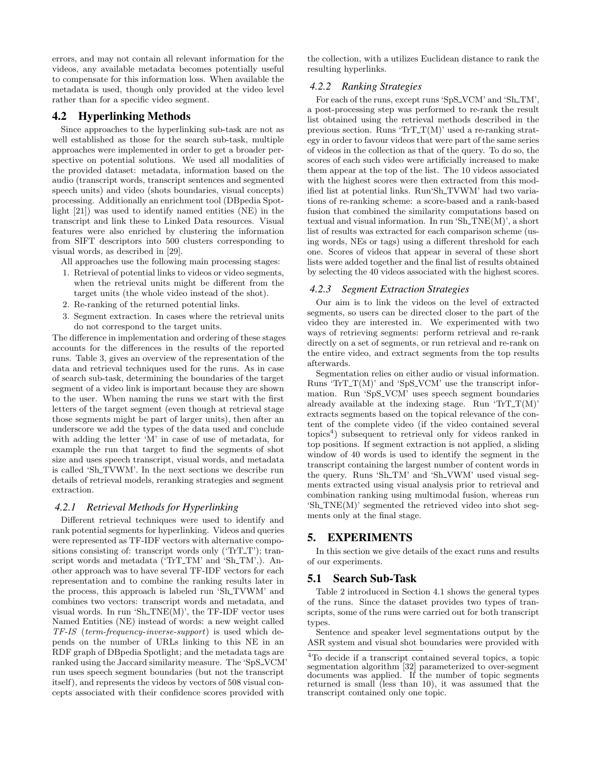errors, and may not contain all relevant information for the videos, any available metadata becomes potentially useful to compensate for this information loss. When available the metadata is used, though only provided at the video level rather than for a specific video segment.

## 4.2 Hyperlinking Methods

Since approaches to the hyperlinking sub-task are not as well established as those for the search sub-task, multiple approaches were implemented in order to get a broader perspective on potential solutions. We used all modalities of the provided dataset: metadata, information based on the audio (transcript words, transcript sentences and segmented speech units) and video (shots boundaries, visual concepts) processing. Additionally an enrichment tool (DBpedia Spotlight [21]) was used to identify named entities (NE) in the transcript and link these to Linked Data resources. Visual features were also enriched by clustering the information from SIFT descriptors into 500 clusters corresponding to visual words, as described in [29].

All approaches use the following main processing stages:

1. Retrieval of potential links to videos or video segments, when the retrieval units might be different from the target units (the whole video instead of the shot).
2. Re-ranking of the returned potential links.
3. Segment extraction. In cases where the retrieval units do not correspond to the target units.

The difference in implementation and ordering of these stages accounts for the differences in the results of the reported runs. Table 3, gives an overview of the representation of the data and retrieval techniques used for the runs. As in case of search sub-task, determining the boundaries of the target segment of a video link is important because they are shown to the user. When naming the runs we start with the first letters of the target segment (even though at retrieval stage those segments might be part of larger units), then after an underscore we add the types of the data used and conclude with adding the letter 'M' in case of use of metadata, for example the run that target to find the segments of shot size and uses speech transcript, visual words, and metadata is called 'Sh_TVWM'. In the next sections we describe run details of retrieval models, reranking strategies and segment extraction.

### 4.2.1 Retrieval Methods for Hyperlinking

Different retrieval techniques were used to identify and rank potential segments for hyperlinking. Videos and queries were represented as TF-IDF vectors with alternative compositions consisting of: transcript words only ('TrT_T'); transcript words and metadata ('TrT_TM' and 'Sh_TM',). Another approach was to have several TF-IDF vectors for each representation and to combine the ranking results later in the process, this approach is labeled run 'Sh_TVWM' and combines two vectors: transcript words and metadata, and visual words. In run 'Sh_TNE(M)', the TF-IDF vector uses Named Entities (NE) instead of words: a new weight called *TF-IS* (*term-frequency-inverse-support*) is used which depends on the number of URLs linking to this NE in an RDF graph of DBpedia Spotlight; and the metadata tags are ranked using the Jaccard similarity measure. The 'SpS_VCM' run uses speech segment boundaries (but not the transcript itself), and represents the videos by vectors of 508 visual concepts associated with their confidence scores provided with the collection, with a utilizes Euclidean distance to rank the resulting hyperlinks.

### 4.2.2 Ranking Strategies

For each of the runs, except runs 'SpS_VCM' and 'Sh_TM', a post-processing step was performed to re-rank the result list obtained using the retrieval methods described in the previous section. Runs 'TrT_T(M)' used a re-ranking strategy in order to favour videos that were part of the same series of videos in the collection as that of the query. To do so, the scores of each such video were artificially increased to make them appear at the top of the list. The 10 videos associated with the highest scores were then extracted from this modified list at potential links. Run'Sh_TVWM' had two variations of re-ranking scheme: a score-based and a rank-based fusion that combined the similarity computations based on textual and visual information. In run 'Sh_TNE(M)', a short list of results was extracted for each comparison scheme (using words, NEs or tags) using a different threshold for each one. Scores of videos that appear in several of these short lists were added together and the final list of results obtained by selecting the 40 videos associated with the highest scores.

### 4.2.3 Segment Extraction Strategies

Our aim is to link the videos on the level of extracted segments, so users can be directed closer to the part of the video they are interested in. We experimented with two ways of retrieving segments: perform retrieval and re-rank directly on a set of segments, or run retrieval and re-rank on the entire video, and extract segments from the top results afterwards.

Segmentation relies on either audio or visual information. Runs 'TrT_T(M)' and 'SpS_VCM' use the transcript information. Run 'SpS_VCM' uses speech segment boundaries already available at the indexing stage. Run 'TrT_T(M)' extracts segments based on the topical relevance of the content of the complete video (if the video contained several topics[4]) subsequent to retrieval only for videos ranked in top positions. If segment extraction is not applied, a sliding window of 40 words is used to identify the segment in the transcript containing the largest number of content words in the query. Runs 'Sh_TM' and 'Sh_VWM' used visual segments extracted using visual analysis prior to retrieval and combination ranking using multimodal fusion, whereas run 'Sh_TNE(M)' segmented the retrieved video into shot segments only at the final stage.

# 5. EXPERIMENTS

In this section we give details of the exact runs and results of our experiments.

## 5.1 Search Sub-Task

Table 2 introduced in Section 4.1 shows the general types of the runs. Since the dataset provides two types of transcripts, some of the runs were carried out for both transcript types.

Sentence and speaker level segmentations output by the ASR system and visual shot boundaries were provided with

[4]To decide if a transcript contained several topics, a topic segmentation algorithm [32] parameterized to over-segment documents was applied. If the number of topic segments returned is small (less than 10), it was assumed that the transcript contained only one topic.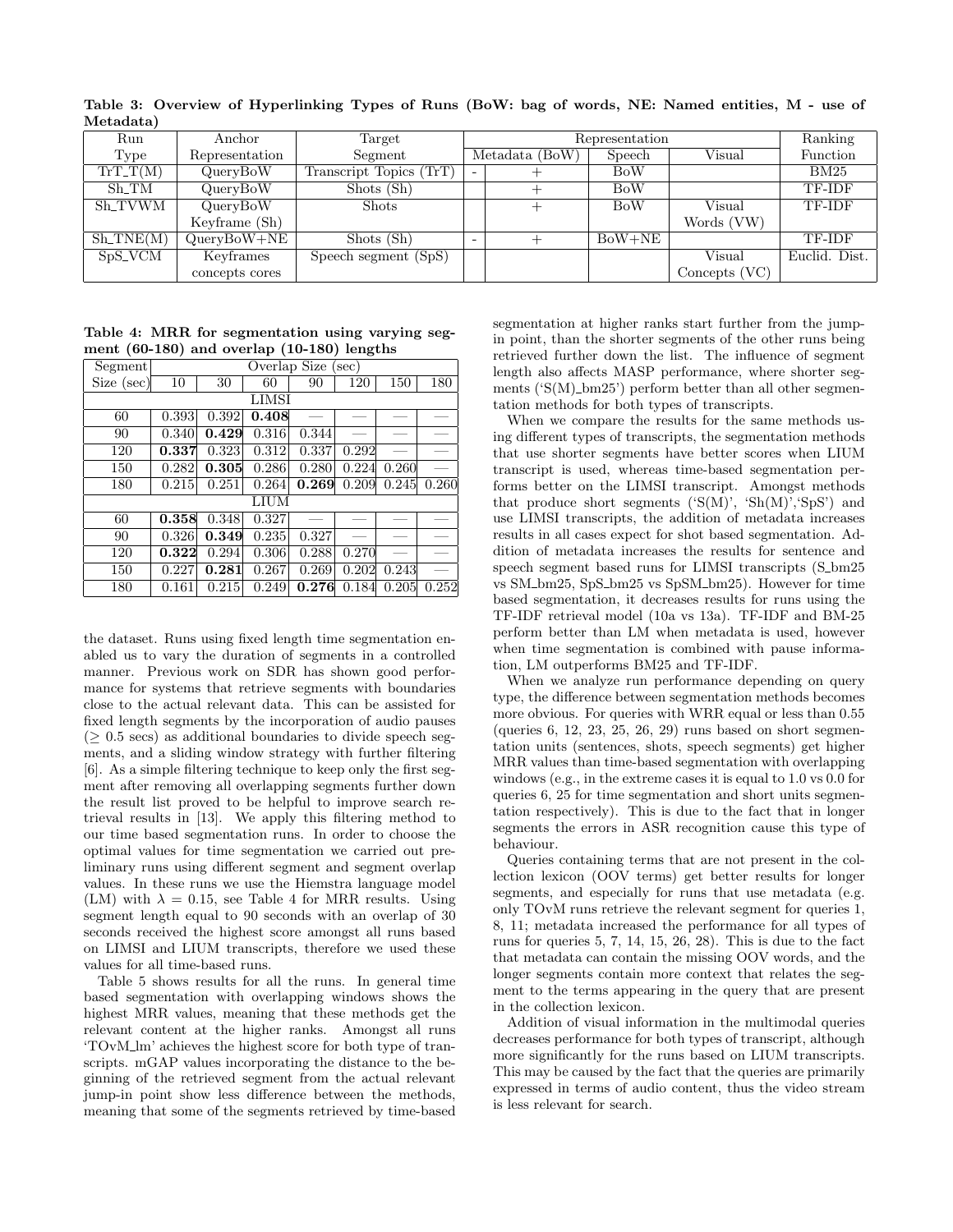**Table 3: Overview of Hyperlinking Types of Runs (BoW: bag of words, NE: Named entities, M - use of Metadata)**

| Run Type | Anchor Representation | Target Segment | Representation | | | | Ranking Function |
|---|---|---|---|---|---|---|---|
| | | | Metadata (BoW) | | Speech | Visual | |
| TrT_T(M) | QueryBoW | Transcript Topics (TrT) | - | + | BoW | | BM25 |
| Sh_TM | QueryBoW | Shots (Sh) | | + | BoW | | TF-IDF |
| Sh_TVWM | QueryBoW Keyframe (Sh) | Shots | | + | BoW | Visual Words (VW) | TF-IDF |
| Sh_TNE(M) | QueryBoW+NE | Shots (Sh) | - | + | BoW+NE | | TF-IDF |
| SpS_VCM | Keyframes concepts cores | Speech segment (SpS) | | | | Visual Concepts (VC) | Euclid. Dist. |

**Table 4: MRR for segmentation using varying segment (60-180) and overlap (10-180) lengths**

| Segment Size (sec) | Overlap Size (sec) | | | | | | |
|---|---|---|---|---|---|---|---|
| | 10 | 30 | 60 | 90 | 120 | 150 | 180 |
| **LIMSI** | | | | | | | |
| 60 | 0.393 | 0.392 | **0.408** | — | — | — | — |
| 90 | 0.340 | **0.429** | 0.316 | 0.344 | — | — | — |
| 120 | **0.337** | 0.323 | 0.312 | 0.337 | 0.292 | — | — |
| 150 | 0.282 | **0.305** | 0.286 | 0.280 | 0.224 | 0.260 | — |
| 180 | 0.215 | 0.251 | 0.264 | **0.269** | 0.209 | 0.245 | 0.260 |
| **LIUM** | | | | | | | |
| 60 | **0.358** | 0.348 | 0.327 | — | — | — | — |
| 90 | 0.326 | **0.349** | 0.235 | 0.327 | — | — | — |
| 120 | **0.322** | 0.294 | 0.306 | 0.288 | 0.270 | — | — |
| 150 | 0.227 | **0.281** | 0.267 | 0.269 | 0.202 | 0.243 | — |
| 180 | 0.161 | 0.215 | 0.249 | **0.276** | 0.184 | 0.205 | 0.252 |

the dataset. Runs using fixed length time segmentation enabled us to vary the duration of segments in a controlled manner. Previous work on SDR has shown good performance for systems that retrieve segments with boundaries close to the actual relevant data. This can be assisted for fixed length segments by the incorporation of audio pauses ($\geq$ 0.5 secs) as additional boundaries to divide speech segments, and a sliding window strategy with further filtering [6]. As a simple filtering technique to keep only the first segment after removing all overlapping segments further down the result list proved to be helpful to improve search retrieval results in [13]. We apply this filtering method to our time based segmentation runs. In order to choose the optimal values for time segmentation we carried out preliminary runs using different segment and segment overlap values. In these runs we use the Hiemstra language model (LM) with $\lambda = 0.15$, see Table 4 for MRR results. Using segment length equal to 90 seconds with an overlap of 30 seconds received the highest score amongst all runs based on LIMSI and LIUM transcripts, therefore we used these values for all time-based runs.

Table 5 shows results for all the runs. In general time based segmentation with overlapping windows shows the highest MRR values, meaning that these methods get the relevant content at the higher ranks. Amongst all runs 'TOvM_lm' achieves the highest score for both type of transcripts. mGAP values incorporating the distance to the beginning of the retrieved segment from the actual relevant jump-in point show less difference between the methods, meaning that some of the segments retrieved by time-based segmentation at higher ranks start further from the jump-in point, than the shorter segments of the other runs being retrieved further down the list. The influence of segment length also affects MASP performance, where shorter segments ('S(M)_bm25') perform better than all other segmentation methods for both types of transcripts.

When we compare the results for the same methods using different types of transcripts, the segmentation methods that use shorter segments have better scores when LIUM transcript is used, whereas time-based segmentation performs better on the LIMSI transcript. Amongst methods that produce short segments ('S(M)', 'Sh(M)','SpS') and use LIMSI transcripts, the addition of metadata increases results in all cases expect for shot based segmentation. Addition of metadata increases the results for sentence and speech segment based runs for LIMSI transcripts (S_bm25 vs SM_bm25, SpS_bm25 vs SpSM_bm25). However for time based segmentation, it decreases results for runs using the TF-IDF retrieval model (10a vs 13a). TF-IDF and BM-25 perform better than LM when metadata is used, however when time segmentation is combined with pause information, LM outperforms BM25 and TF-IDF.

When we analyze run performance depending on query type, the difference between segmentation methods becomes more obvious. For queries with WRR equal or less than 0.55 (queries 6, 12, 23, 25, 26, 29) runs based on short segmentation units (sentences, shots, speech segments) get higher MRR values than time-based segmentation with overlapping windows (e.g., in the extreme cases it is equal to 1.0 vs 0.0 for queries 6, 25 for time segmentation and short units segmentation respectively). This is due to the fact that in longer segments the errors in ASR recognition cause this type of behaviour.

Queries containing terms that are not present in the collection lexicon (OOV terms) get better results for longer segments, and especially for runs that use metadata (e.g. only TOvM runs retrieve the relevant segment for queries 1, 8, 11; metadata increased the performance for all types of runs for queries 5, 7, 14, 15, 26, 28). This is due to the fact that metadata can contain the missing OOV words, and the longer segments contain more context that relates the segment to the terms appearing in the query that are present in the collection lexicon.

Addition of visual information in the multimodal queries decreases performance for both types of transcript, although more significantly for the runs based on LIUM transcripts. This may be caused by the fact that the queries are primarily expressed in terms of audio content, thus the video stream is less relevant for search.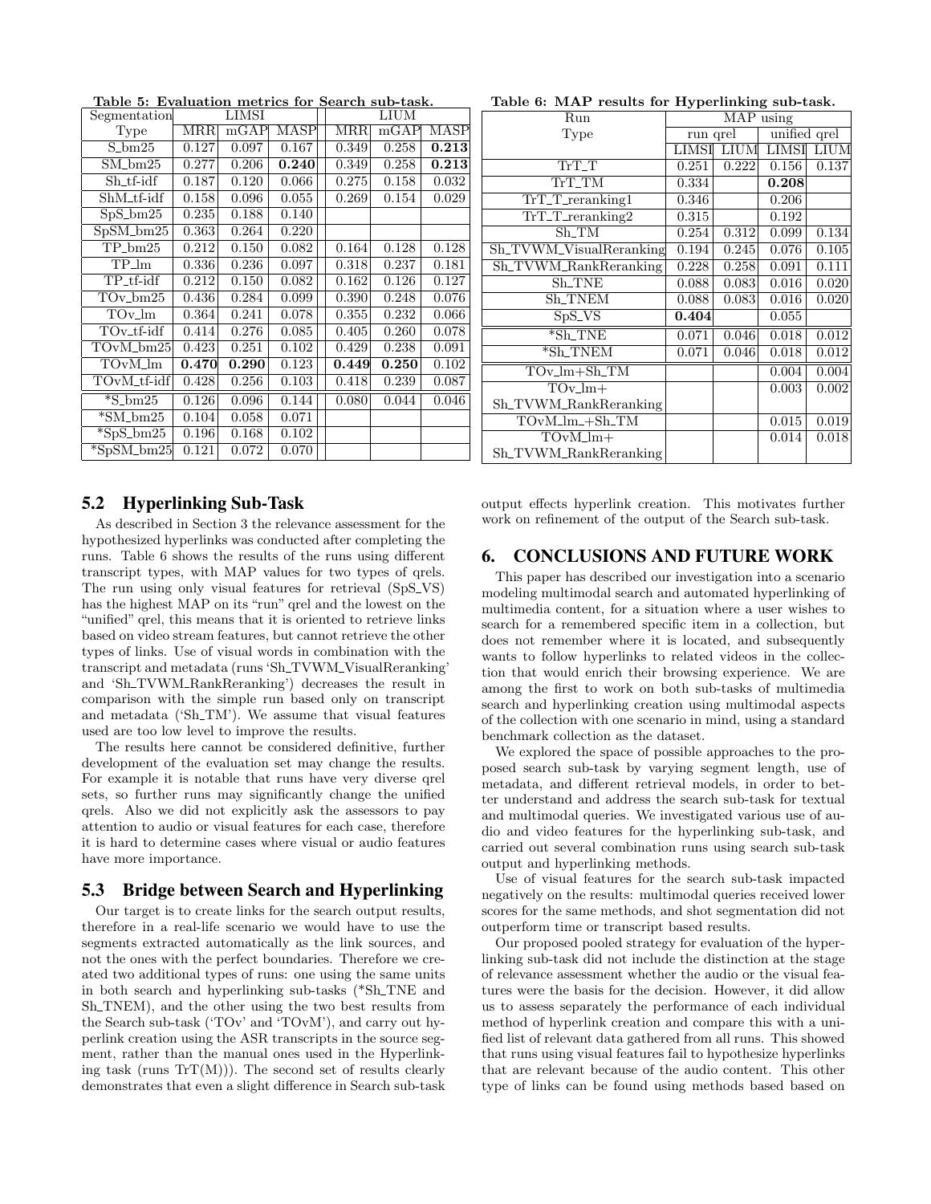**Table 5: Evaluation metrics for Search sub-task.**

| Segmentation Type | LIMSI | | | LIUM | | |
|---|---|---|---|---|---|---|
| | MRR | mGAP | MASP | MRR | mGAP | MASP |
| S_bm25 | 0.127 | 0.097 | 0.167 | 0.349 | 0.258 | **0.213** |
| SM_bm25 | 0.277 | 0.206 | **0.240** | 0.349 | 0.258 | **0.213** |
| Sh_tf-idf | 0.187 | 0.120 | 0.066 | 0.275 | 0.158 | 0.032 |
| ShM_tf-idf | 0.158 | 0.096 | 0.055 | 0.269 | 0.154 | 0.029 |
| SpS_bm25 | 0.235 | 0.188 | 0.140 | | | |
| SpSM_bm25 | 0.363 | 0.264 | 0.220 | | | |
| TP_bm25 | 0.212 | 0.150 | 0.082 | 0.164 | 0.128 | 0.128 |
| TP_lm | 0.336 | 0.236 | 0.097 | 0.318 | 0.237 | 0.181 |
| TP_tf-idf | 0.212 | 0.150 | 0.082 | 0.162 | 0.126 | 0.127 |
| TOv_bm25 | 0.436 | 0.284 | 0.099 | 0.390 | 0.248 | 0.076 |
| TOv_lm | 0.364 | 0.241 | 0.078 | 0.355 | 0.232 | 0.066 |
| TOv_tf-idf | 0.414 | 0.276 | 0.085 | 0.405 | 0.260 | 0.078 |
| TOvM_bm25 | 0.423 | 0.251 | 0.102 | 0.429 | 0.238 | 0.091 |
| TOvM_lm | **0.470** | **0.290** | 0.123 | **0.449** | **0.250** | 0.102 |
| TOvM_tf-idf | 0.428 | 0.256 | 0.103 | 0.418 | 0.239 | 0.087 |
| *S_bm25 | 0.126 | 0.096 | 0.144 | 0.080 | 0.044 | 0.046 |
| *SM_bm25 | 0.104 | 0.058 | 0.071 | | | |
| *SpS_bm25 | 0.196 | 0.168 | 0.102 | | | |
| *SpSM_bm25 | 0.121 | 0.072 | 0.070 | | | |

**Table 6: MAP results for Hyperlinking sub-task.**

| Run Type | MAP using | | | |
|---|---|---|---|---|
| | run qrel | | unified qrel | |
| | LIMSI | LIUM | LIMSI | LIUM |
| TrT_T | 0.251 | 0.222 | 0.156 | 0.137 |
| TrT_TM | 0.334 | | **0.208** | |
| TrT_T_reranking1 | 0.346 | | 0.206 | |
| TrT_T_reranking2 | 0.315 | | 0.192 | |
| Sh_TM | 0.254 | 0.312 | 0.099 | 0.134 |
| Sh_TVWM_VisualReranking | 0.194 | 0.245 | 0.076 | 0.105 |
| Sh_TVWM_RankReranking | 0.228 | 0.258 | 0.091 | 0.111 |
| Sh_TNE | 0.088 | 0.083 | 0.016 | 0.020 |
| Sh_TNEM | 0.088 | 0.083 | 0.016 | 0.020 |
| SpS_VS | **0.404** | | 0.055 | |
| *Sh_TNE | 0.071 | 0.046 | 0.018 | 0.012 |
| *Sh_TNEM | 0.071 | 0.046 | 0.018 | 0.012 |
| TOv_lm+Sh_TM | | | 0.004 | 0.004 |
| TOv_lm+ Sh_TVWM_RankReranking | | | 0.003 | 0.002 |
| TOvM_lm_+Sh_TM | | | 0.015 | 0.019 |
| TOvM_lm+ Sh_TVWM_RankReranking | | | 0.014 | 0.018 |

## 5.2 Hyperlinking Sub-Task

As described in Section 3 the relevance assessment for the hypothesized hyperlinks was conducted after completing the runs. Table 6 shows the results of the runs using different transcript types, with MAP values for two types of qrels. The run using only visual features for retrieval (SpS_VS) has the highest MAP on its "run" qrel and the lowest on the "unified" qrel, this means that it is oriented to retrieve links based on video stream features, but cannot retrieve the other types of links. Use of visual words in combination with the transcript and metadata (runs 'Sh_TVWM_VisualReranking' and 'Sh_TVWM_RankReranking') decreases the result in comparison with the simple run based only on transcript and metadata ('Sh_TM'). We assume that visual features used are too low level to improve the results.

The results here cannot be considered definitive, further development of the evaluation set may change the results. For example it is notable that runs have very diverse qrel sets, so further runs may significantly change the unified qrels. Also we did not explicitly ask the assessors to pay attention to audio or visual features for each case, therefore it is hard to determine cases where visual or audio features have more importance.

## 5.3 Bridge between Search and Hyperlinking

Our target is to create links for the search output results, therefore in a real-life scenario we would have to use the segments extracted automatically as the link sources, and not the ones with the perfect boundaries. Therefore we created two additional types of runs: one using the same units in both search and hyperlinking sub-tasks (*Sh_TNE and Sh_TNEM), and the other using the two best results from the Search sub-task ('TOv' and 'TOvM'), and carry out hyperlink creation using the ASR transcripts in the source segment, rather than the manual ones used in the Hyperlinking task (runs TrT(M))). The second set of results clearly demonstrates that even a slight difference in Search sub-task output effects hyperlink creation. This motivates further work on refinement of the output of the Search sub-task.

# 6. CONCLUSIONS AND FUTURE WORK

This paper has described our investigation into a scenario modeling multimodal search and automated hyperlinking of multimedia content, for a situation where a user wishes to search for a remembered specific item in a collection, but does not remember where it is located, and subsequently wants to follow hyperlinks to related videos in the collection that would enrich their browsing experience. We are among the first to work on both sub-tasks of multimedia search and hyperlinking creation using multimodal aspects of the collection with one scenario in mind, using a standard benchmark collection as the dataset.

We explored the space of possible approaches to the proposed search sub-task by varying segment length, use of metadata, and different retrieval models, in order to better understand and address the search sub-task for textual and multimodal queries. We investigated various use of audio and video features for the hyperlinking sub-task, and carried out several combination runs using search sub-task output and hyperlinking methods.

Use of visual features for the search sub-task impacted negatively on the results: multimodal queries received lower scores for the same methods, and shot segmentation did not outperform time or transcript based results.

Our proposed pooled strategy for evaluation of the hyperlinking sub-task did not include the distinction at the stage of relevance assessment whether the audio or the visual features were the basis for the decision. However, it did allow us to assess separately the performance of each individual method of hyperlink creation and compare this with a unified list of relevant data gathered from all runs. This showed that runs using visual features fail to hypothesize hyperlinks that are relevant because of the audio content. This other type of links can be found using methods based based on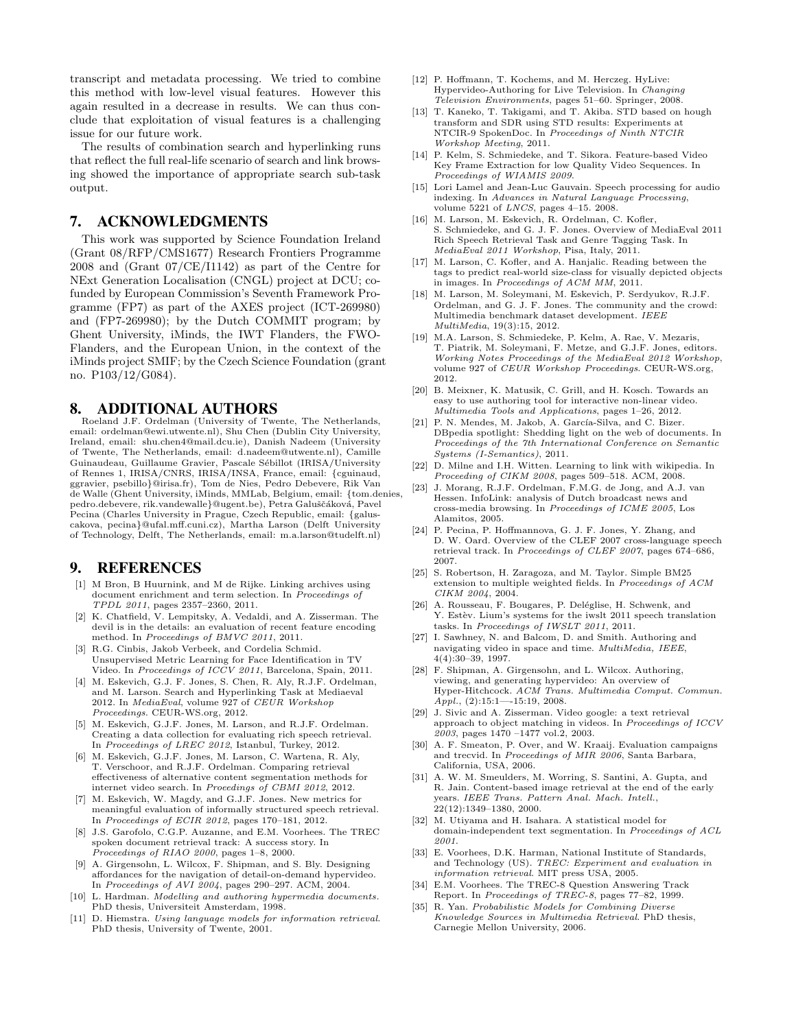transcript and metadata processing. We tried to combine this method with low-level visual features. However this again resulted in a decrease in results. We can thus conclude that exploitation of visual features is a challenging issue for our future work.

The results of combination search and hyperlinking runs that reflect the full real-life scenario of search and link browsing showed the importance of appropriate search sub-task output.

## 7. ACKNOWLEDGMENTS

This work was supported by Science Foundation Ireland (Grant 08/RFP/CMS1677) Research Frontiers Programme 2008 and (Grant 07/CE/I1142) as part of the Centre for NExt Generation Localisation (CNGL) project at DCU; co-funded by European Commission's Seventh Framework Programme (FP7) as part of the AXES project (ICT-269980) and (FP7-269980); by the Dutch COMMIT program; by Ghent University, iMinds, the IWT Flanders, the FWO-Flanders, and the European Union, in the context of the iMinds project SMIF; by the Czech Science Foundation (grant no. P103/12/G084).

## 8. ADDITIONAL AUTHORS

Roeland J.F. Ordelman (University of Twente, The Netherlands, email: ordelman@ewi.utwente.nl), Shu Chen (Dublin City University, Ireland, email: shu.chen4@mail.dcu.ie), Danish Nadeem (University of Twente, The Netherlands, email: d.nadeem@utwente.nl), Camille Guinaudeau, Guillaume Gravier, Pascale Sébillot (IRISA/University of Rennes 1, IRISA/CNRS, IRISA/INSA, France, email: {cguinaud, ggravier, psebillo}@irisa.fr), Tom de Nies, Pedro Debevere, Rik Van de Walle (Ghent University, iMinds, MMLab, Belgium, email: {tom.denies, pedro.debevere, rik.vandewalle}@ugent.be), Petra Galuščáková, Pavel Pecina (Charles University in Prague, Czech Republic, email: {galuscakova, pecina}@ufal.mff.cuni.cz), Martha Larson (Delft University of Technology, Delft, The Netherlands, email: m.a.larson@tudelft.nl)

## 9. REFERENCES

[1] M Bron, B Huurnink, and M de Rijke. Linking archives using document enrichment and term selection. In *Proceedings of TPDL 2011*, pages 2357–2360, 2011.

[2] K. Chatfield, V. Lempitsky, A. Vedaldi, and A. Zisserman. The devil is in the details: an evaluation of recent feature encoding method. In *Proceedings of BMVC 2011*, 2011.

[3] R.G. Cinbis, Jakob Verbeek, and Cordelia Schmid. Unsupervised Metric Learning for Face Identification in TV Video. In *Proceedings of ICCV 2011*, Barcelona, Spain, 2011.

[4] M. Eskevich, G.J. F. Jones, S. Chen, R. Aly, R.J.F. Ordelman, and M. Larson. Search and Hyperlinking Task at Mediaeval 2012. In *MediaEval*, volume 927 of *CEUR Workshop Proceedings*. CEUR-WS.org, 2012.

[5] M. Eskevich, G.J.F. Jones, M. Larson, and R.J.F. Ordelman. Creating a data collection for evaluating rich speech retrieval. In *Proceedings of LREC 2012*, Istanbul, Turkey, 2012.

[6] M. Eskevich, G.J.F. Jones, M. Larson, C. Wartena, R. Aly, T. Verschoor, and R.J.F. Ordelman. Comparing retrieval effectiveness of alternative content segmentation methods for internet video search. In *Proedings of CBMI 2012*, 2012.

[7] M. Eskevich, W. Magdy, and G.J.F. Jones. New metrics for meaningful evaluation of informally structured speech retrieval. In *Proceedings of ECIR 2012*, pages 170–181, 2012.

[8] J.S. Garofolo, C.G.P. Auzanne, and E.M. Voorhees. The TREC spoken document retrieval track: A success story. In *Proceedings of RIAO 2000*, pages 1–8, 2000.

[9] A. Girgensohn, L. Wilcox, F. Shipman, and S. Bly. Designing affordances for the navigation of detail-on-demand hypervideo. In *Proceedings of AVI 2004*, pages 290–297. ACM, 2004.

[10] L. Hardman. *Modelling and authoring hypermedia documents*. PhD thesis, Universiteit Amsterdam, 1998.

[11] D. Hiemstra. *Using language models for information retrieval*. PhD thesis, University of Twente, 2001.

[12] P. Hoffmann, T. Kochems, and M. Herczeg. HyLive: Hypervideo-Authoring for Live Television. In *Changing Television Environments*, pages 51–60. Springer, 2008.

[13] T. Kaneko, T. Takigami, and T. Akiba. STD based on hough transform and SDR using STD results: Experiments at NTCIR-9 SpokenDoc. In *Proceedings of Ninth NTCIR Workshop Meeting*, 2011.

[14] P. Kelm, S. Schmiedeke, and T. Sikora. Feature-based Video Key Frame Extraction for low Quality Video Sequences. In *Proceedings of WIAMIS 2009*.

[15] Lori Lamel and Jean-Luc Gauvain. Speech processing for audio indexing. In *Advances in Natural Language Processing*, volume 5221 of *LNCS*, pages 4–15. 2008.

[16] M. Larson, M. Eskevich, R. Ordelman, C. Kofler, S. Schmiedeke, and G. J. F. Jones. Overview of MediaEval 2011 Rich Speech Retrieval Task and Genre Tagging Task. In *MediaEval 2011 Workshop*, Pisa, Italy, 2011.

[17] M. Larson, C. Kofler, and A. Hanjalic. Reading between the tags to predict real-world size-class for visually depicted objects in images. In *Proceedings of ACM MM*, 2011.

[18] M. Larson, M. Soleymani, M. Eskevich, P. Serdyukov, R.J.F. Ordelman, and G. J. F. Jones. The community and the crowd: Multimedia benchmark dataset development. *IEEE MultiMedia*, 19(3):15, 2012.

[19] M.A. Larson, S. Schmiedeke, P. Kelm, A. Rae, V. Mezaris, T. Piatrik, M. Soleymani, F. Metze, and G.J.F. Jones, editors. *Working Notes Proceedings of the MediaEval 2012 Workshop*, volume 927 of *CEUR Workshop Proceedings*. CEUR-WS.org, 2012.

[20] B. Meixner, K. Matusik, C. Grill, and H. Kosch. Towards an easy to use authoring tool for interactive non-linear video. *Multimedia Tools and Applications*, pages 1–26, 2012.

[21] P. N. Mendes, M. Jakob, A. García-Silva, and C. Bizer. DBpedia spotlight: Shedding light on the web of documents. In *Proceedings of the 7th International Conference on Semantic Systems (I-Semantics)*, 2011.

[22] D. Milne and I.H. Witten. Learning to link with wikipedia. In *Proceeding of CIKM 2008*, pages 509–518. ACM, 2008.

[23] J. Morang, R.J.F. Ordelman, F.M.G. de Jong, and A.J. van Hessen. InfoLink: analysis of Dutch broadcast news and cross-media browsing. In *Proceedings of ICME 2005*, Los Alamitos, 2005.

[24] P. Pecina, P. Hoffmannova, G. J. F. Jones, Y. Zhang, and D. W. Oard. Overview of the CLEF 2007 cross-language speech retrieval track. In *Proceedings of CLEF 2007*, pages 674–686, 2007.

[25] S. Robertson, H. Zaragoza, and M. Taylor. Simple BM25 extension to multiple weighted fields. In *Proceedings of ACM CIKM 2004*, 2004.

[26] A. Rousseau, F. Bougares, P. Deléglise, H. Schwenk, and Y. Estèv. Lium's systems for the iwslt 2011 speech translation tasks. In *Proceedings of IWSLT 2011*, 2011.

[27] I. Sawhney, N. and Balcom, D. and Smith. Authoring and navigating video in space and time. *MultiMedia, IEEE*, 4(4):30–39, 1997.

[28] F. Shipman, A. Girgensohn, and L. Wilcox. Authoring, viewing, and generating hypervideo: An overview of Hyper-Hitchcock. *ACM Trans. Multimedia Comput. Commun. Appl.*, (2):15:1—-15:19, 2008.

[29] J. Sivic and A. Zisserman. Video google: a text retrieval approach to object matching in videos. In *Proceedings of ICCV 2003*, pages 1470 –1477 vol.2, 2003.

[30] A. F. Smeaton, P. Over, and W. Kraaij. Evaluation campaigns and trecvid. In *Proceedings of MIR 2006*, Santa Barbara, California, USA, 2006.

[31] A. W. M. Smeulders, M. Worring, S. Santini, A. Gupta, and R. Jain. Content-based image retrieval at the end of the early years. *IEEE Trans. Pattern Anal. Mach. Intell.*, 22(12):1349–1380, 2000.

[32] M. Utiyama and H. Isahara. A statistical model for domain-independent text segmentation. In *Proceedings of ACL 2001*.

[33] E. Voorhees, D.K. Harman, National Institute of Standards, and Technology (US). *TREC: Experiment and evaluation in information retrieval*. MIT press USA, 2005.

[34] E.M. Voorhees. The TREC-8 Question Answering Track Report. In *Proceedings of TREC-8*, pages 77–82, 1999.

[35] R. Yan. *Probabilistic Models for Combining Diverse Knowledge Sources in Multimedia Retrieval*. PhD thesis, Carnegie Mellon University, 2006.